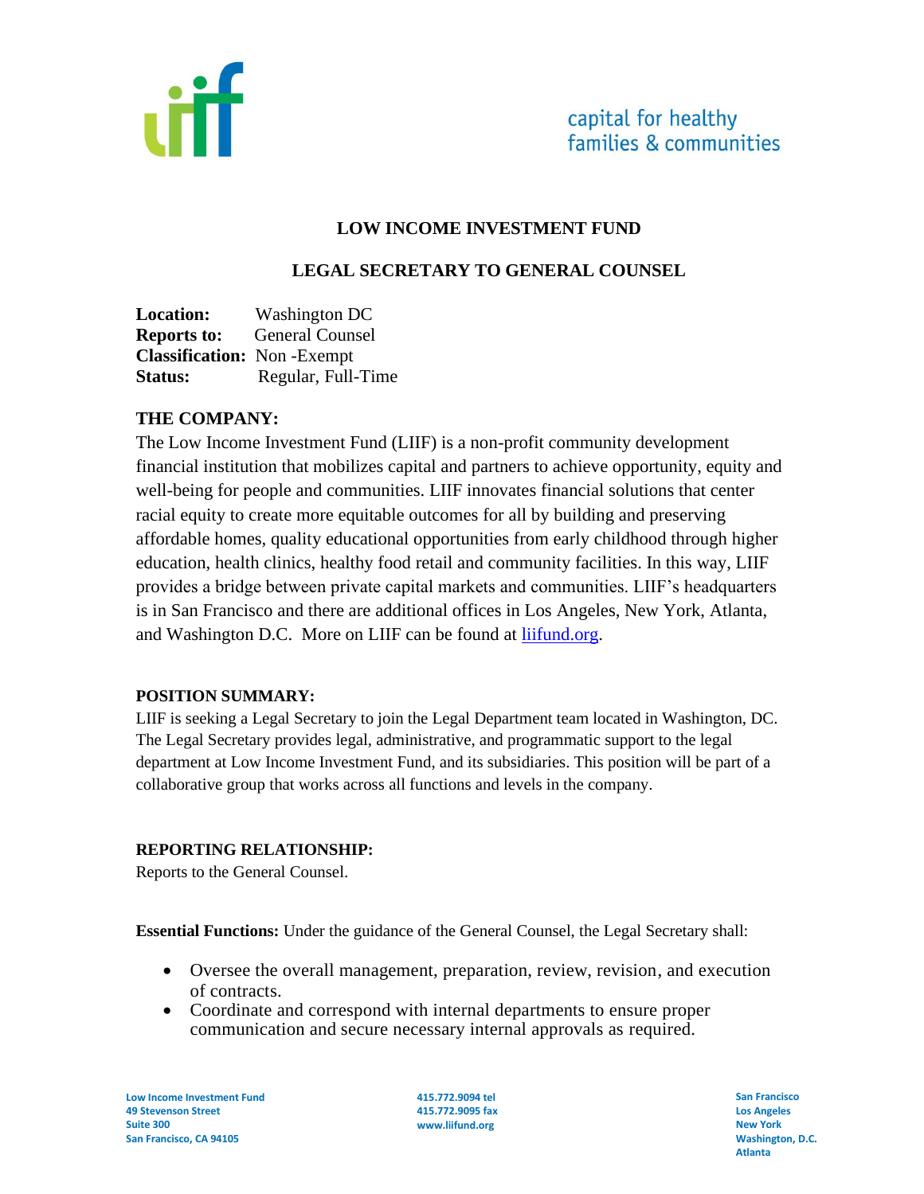capital for healthy
families & communities

# LOW INCOME INVESTMENT FUND

## LEGAL SECRETARY TO GENERAL COUNSEL

**Location:** Washington DC
**Reports to:** General Counsel
**Classification:** Non -Exempt
**Status:** Regular, Full-Time

### THE COMPANY:

The Low Income Investment Fund (LIIF) is a non-profit community development financial institution that mobilizes capital and partners to achieve opportunity, equity and well-being for people and communities. LIIF innovates financial solutions that center racial equity to create more equitable outcomes for all by building and preserving affordable homes, quality educational opportunities from early childhood through higher education, health clinics, healthy food retail and community facilities. In this way, LIIF provides a bridge between private capital markets and communities. LIIF's headquarters is in San Francisco and there are additional offices in Los Angeles, New York, Atlanta, and Washington D.C. More on LIIF can be found at [liifund.org](liifund.org).

### POSITION SUMMARY:

LIIF is seeking a Legal Secretary to join the Legal Department team located in Washington, DC. The Legal Secretary provides legal, administrative, and programmatic support to the legal department at Low Income Investment Fund, and its subsidiaries. This position will be part of a collaborative group that works across all functions and levels in the company.

### REPORTING RELATIONSHIP:

Reports to the General Counsel.

**Essential Functions:** Under the guidance of the General Counsel, the Legal Secretary shall:

- Oversee the overall management, preparation, review, revision, and execution of contracts.
- Coordinate and correspond with internal departments to ensure proper communication and secure necessary internal approvals as required.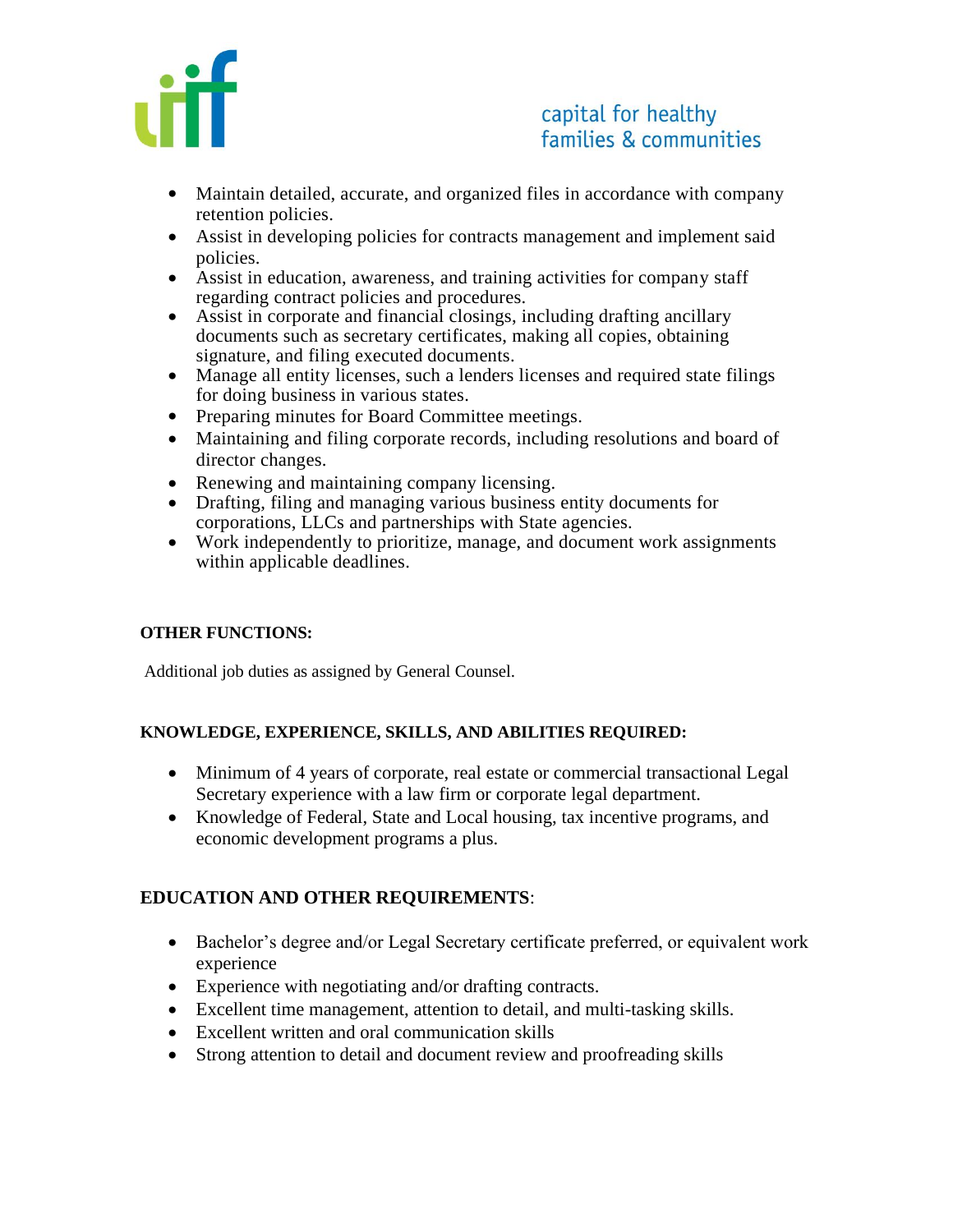- Maintain detailed, accurate, and organized files in accordance with company retention policies.
- Assist in developing policies for contracts management and implement said policies.
- Assist in education, awareness, and training activities for company staff regarding contract policies and procedures.
- Assist in corporate and financial closings, including drafting ancillary documents such as secretary certificates, making all copies, obtaining signature, and filing executed documents.
- Manage all entity licenses, such a lenders licenses and required state filings for doing business in various states.
- Preparing minutes for Board Committee meetings.
- Maintaining and filing corporate records, including resolutions and board of director changes.
- Renewing and maintaining company licensing.
- Drafting, filing and managing various business entity documents for corporations, LLCs and partnerships with State agencies.
- Work independently to prioritize, manage, and document work assignments within applicable deadlines.

**OTHER FUNCTIONS:**

Additional job duties as assigned by General Counsel.

**KNOWLEDGE, EXPERIENCE, SKILLS, AND ABILITIES REQUIRED:**

- Minimum of 4 years of corporate, real estate or commercial transactional Legal Secretary experience with a law firm or corporate legal department.
- Knowledge of Federal, State and Local housing, tax incentive programs, and economic development programs a plus.

**EDUCATION AND OTHER REQUIREMENTS**:

- Bachelor's degree and/or Legal Secretary certificate preferred, or equivalent work experience
- Experience with negotiating and/or drafting contracts.
- Excellent time management, attention to detail, and multi-tasking skills.
- Excellent written and oral communication skills
- Strong attention to detail and document review and proofreading skills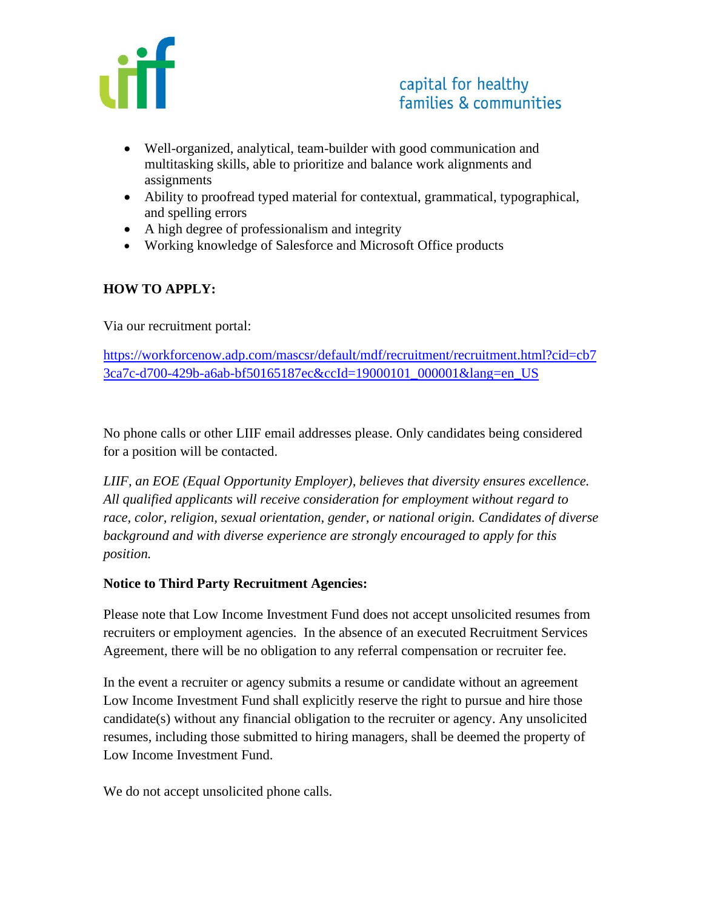- Well-organized, analytical, team-builder with good communication and multitasking skills, able to prioritize and balance work alignments and assignments
- Ability to proofread typed material for contextual, grammatical, typographical, and spelling errors
- A high degree of professionalism and integrity
- Working knowledge of Salesforce and Microsoft Office products

**HOW TO APPLY:**

Via our recruitment portal:

https://workforcenow.adp.com/mascsr/default/mdf/recruitment/recruitment.html?cid=cb73ca7c-d700-429b-a6ab-bf50165187ec&ccId=19000101_000001&lang=en_US

No phone calls or other LIIF email addresses please. Only candidates being considered for a position will be contacted.

*LIIF, an EOE (Equal Opportunity Employer), believes that diversity ensures excellence. All qualified applicants will receive consideration for employment without regard to race, color, religion, sexual orientation, gender, or national origin. Candidates of diverse background and with diverse experience are strongly encouraged to apply for this position.*

**Notice to Third Party Recruitment Agencies:**

Please note that Low Income Investment Fund does not accept unsolicited resumes from recruiters or employment agencies. In the absence of an executed Recruitment Services Agreement, there will be no obligation to any referral compensation or recruiter fee.

In the event a recruiter or agency submits a resume or candidate without an agreement Low Income Investment Fund shall explicitly reserve the right to pursue and hire those candidate(s) without any financial obligation to the recruiter or agency. Any unsolicited resumes, including those submitted to hiring managers, shall be deemed the property of Low Income Investment Fund.

We do not accept unsolicited phone calls.